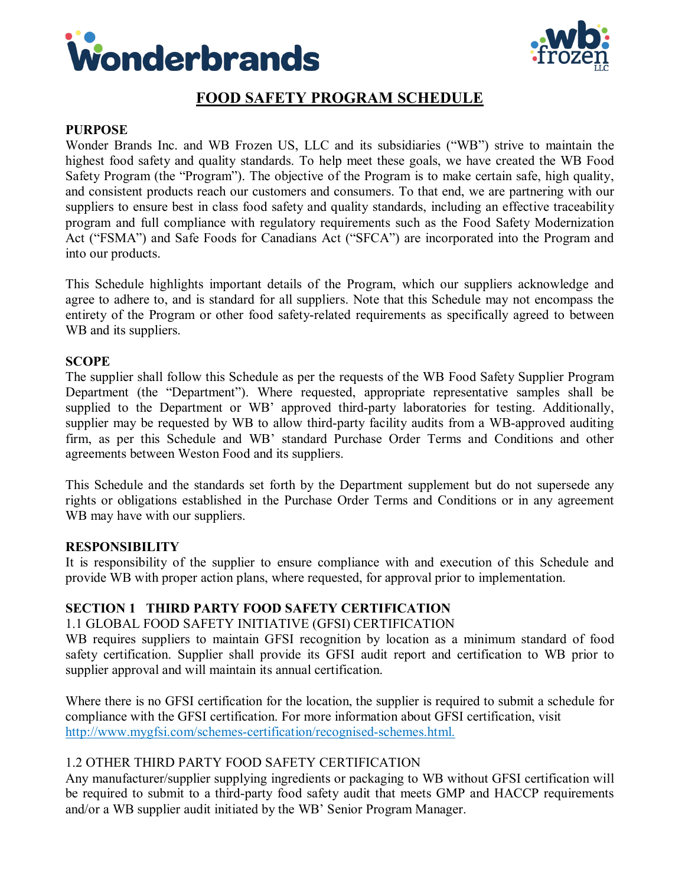# FOOD SAFETY PROGRAM SCHEDULE

**PURPOSE**

Wonder Brands Inc. and WB Frozen US, LLC and its subsidiaries ("WB") strive to maintain the highest food safety and quality standards. To help meet these goals, we have created the WB Food Safety Program (the "Program"). The objective of the Program is to make certain safe, high quality, and consistent products reach our customers and consumers. To that end, we are partnering with our suppliers to ensure best in class food safety and quality standards, including an effective traceability program and full compliance with regulatory requirements such as the Food Safety Modernization Act ("FSMA") and Safe Foods for Canadians Act ("SFCA") are incorporated into the Program and into our products.

This Schedule highlights important details of the Program, which our suppliers acknowledge and agree to adhere to, and is standard for all suppliers. Note that this Schedule may not encompass the entirety of the Program or other food safety-related requirements as specifically agreed to between WB and its suppliers.

**SCOPE**

The supplier shall follow this Schedule as per the requests of the WB Food Safety Supplier Program Department (the "Department"). Where requested, appropriate representative samples shall be supplied to the Department or WB' approved third-party laboratories for testing. Additionally, supplier may be requested by WB to allow third-party facility audits from a WB-approved auditing firm, as per this Schedule and WB' standard Purchase Order Terms and Conditions and other agreements between Weston Food and its suppliers.

This Schedule and the standards set forth by the Department supplement but do not supersede any rights or obligations established in the Purchase Order Terms and Conditions or in any agreement WB may have with our suppliers.

**RESPONSIBILITY**

It is responsibility of the supplier to ensure compliance with and execution of this Schedule and provide WB with proper action plans, where requested, for approval prior to implementation.

**SECTION 1 THIRD PARTY FOOD SAFETY CERTIFICATION**

1.1 GLOBAL FOOD SAFETY INITIATIVE (GFSI) CERTIFICATION

WB requires suppliers to maintain GFSI recognition by location as a minimum standard of food safety certification. Supplier shall provide its GFSI audit report and certification to WB prior to supplier approval and will maintain its annual certification.

Where there is no GFSI certification for the location, the supplier is required to submit a schedule for compliance with the GFSI certification. For more information about GFSI certification, visit http://www.mygfsi.com/schemes-certification/recognised-schemes.html.

1.2 OTHER THIRD PARTY FOOD SAFETY CERTIFICATION

Any manufacturer/supplier supplying ingredients or packaging to WB without GFSI certification will be required to submit to a third-party food safety audit that meets GMP and HACCP requirements and/or a WB supplier audit initiated by the WB' Senior Program Manager.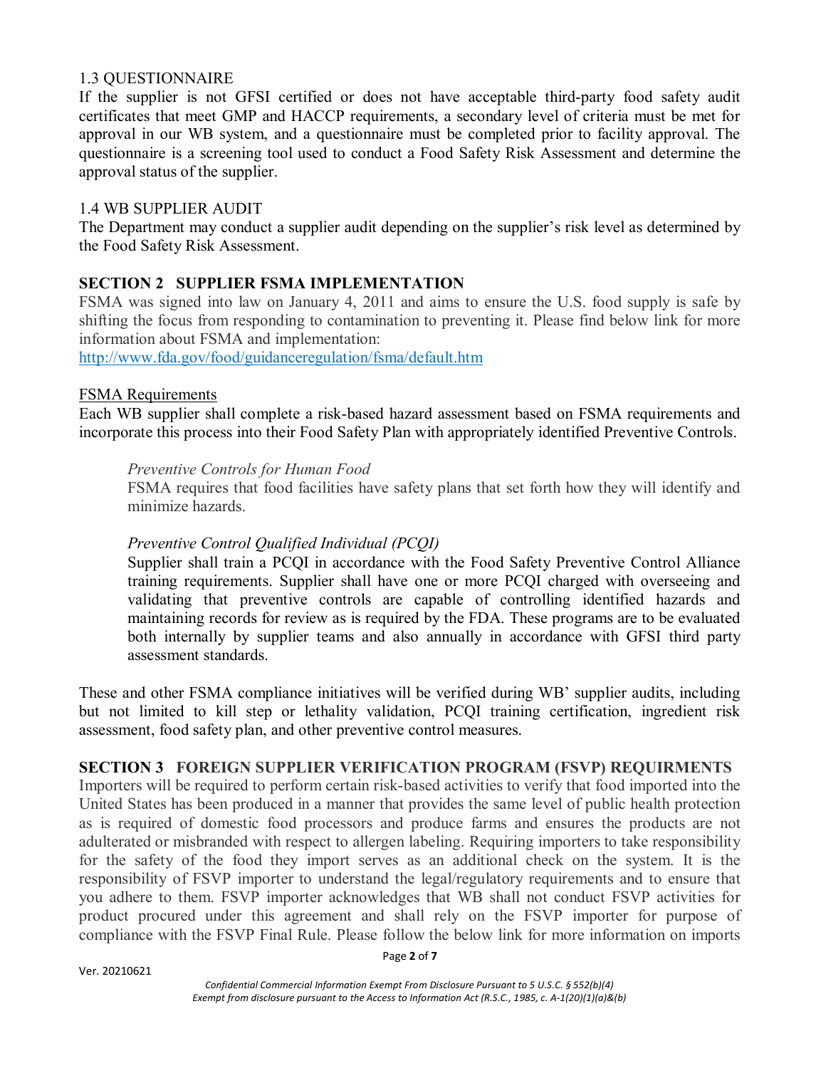### 1.3 QUESTIONNAIRE

If the supplier is not GFSI certified or does not have acceptable third-party food safety audit certificates that meet GMP and HACCP requirements, a secondary level of criteria must be met for approval in our WB system, and a questionnaire must be completed prior to facility approval. The questionnaire is a screening tool used to conduct a Food Safety Risk Assessment and determine the approval status of the supplier.

### 1.4 WB SUPPLIER AUDIT

The Department may conduct a supplier audit depending on the supplier's risk level as determined by the Food Safety Risk Assessment.

## SECTION 2 SUPPLIER FSMA IMPLEMENTATION

FSMA was signed into law on January 4, 2011 and aims to ensure the U.S. food supply is safe by shifting the focus from responding to contamination to preventing it. Please find below link for more information about FSMA and implementation:
http://www.fda.gov/food/guidanceregulation/fsma/default.htm

FSMA Requirements

Each WB supplier shall complete a risk-based hazard assessment based on FSMA requirements and incorporate this process into their Food Safety Plan with appropriately identified Preventive Controls.

> *Preventive Controls for Human Food*
>
> FSMA requires that food facilities have safety plans that set forth how they will identify and minimize hazards.
>
> *Preventive Control Qualified Individual (PCQI)*
>
> Supplier shall train a PCQI in accordance with the Food Safety Preventive Control Alliance training requirements. Supplier shall have one or more PCQI charged with overseeing and validating that preventive controls are capable of controlling identified hazards and maintaining records for review as is required by the FDA. These programs are to be evaluated both internally by supplier teams and also annually in accordance with GFSI third party assessment standards.

These and other FSMA compliance initiatives will be verified during WB' supplier audits, including but not limited to kill step or lethality validation, PCQI training certification, ingredient risk assessment, food safety plan, and other preventive control measures.

## SECTION 3 FOREIGN SUPPLIER VERIFICATION PROGRAM (FSVP) REQUIRMENTS

Importers will be required to perform certain risk-based activities to verify that food imported into the United States has been produced in a manner that provides the same level of public health protection as is required of domestic food processors and produce farms and ensures the products are not adulterated or misbranded with respect to allergen labeling. Requiring importers to take responsibility for the safety of the food they import serves as an additional check on the system. It is the responsibility of FSVP importer to understand the legal/regulatory requirements and to ensure that you adhere to them. FSVP importer acknowledges that WB shall not conduct FSVP activities for product procured under this agreement and shall rely on the FSVP importer for purpose of compliance with the FSVP Final Rule. Please follow the below link for more information on imports

Ver. 20210621

*Confidential Commercial Information Exempt From Disclosure Pursuant to 5 U.S.C. § 552(b)(4)*
*Exempt from disclosure pursuant to the Access to Information Act (R.S.C., 1985, c. A-1(20)(1)(a)&(b)*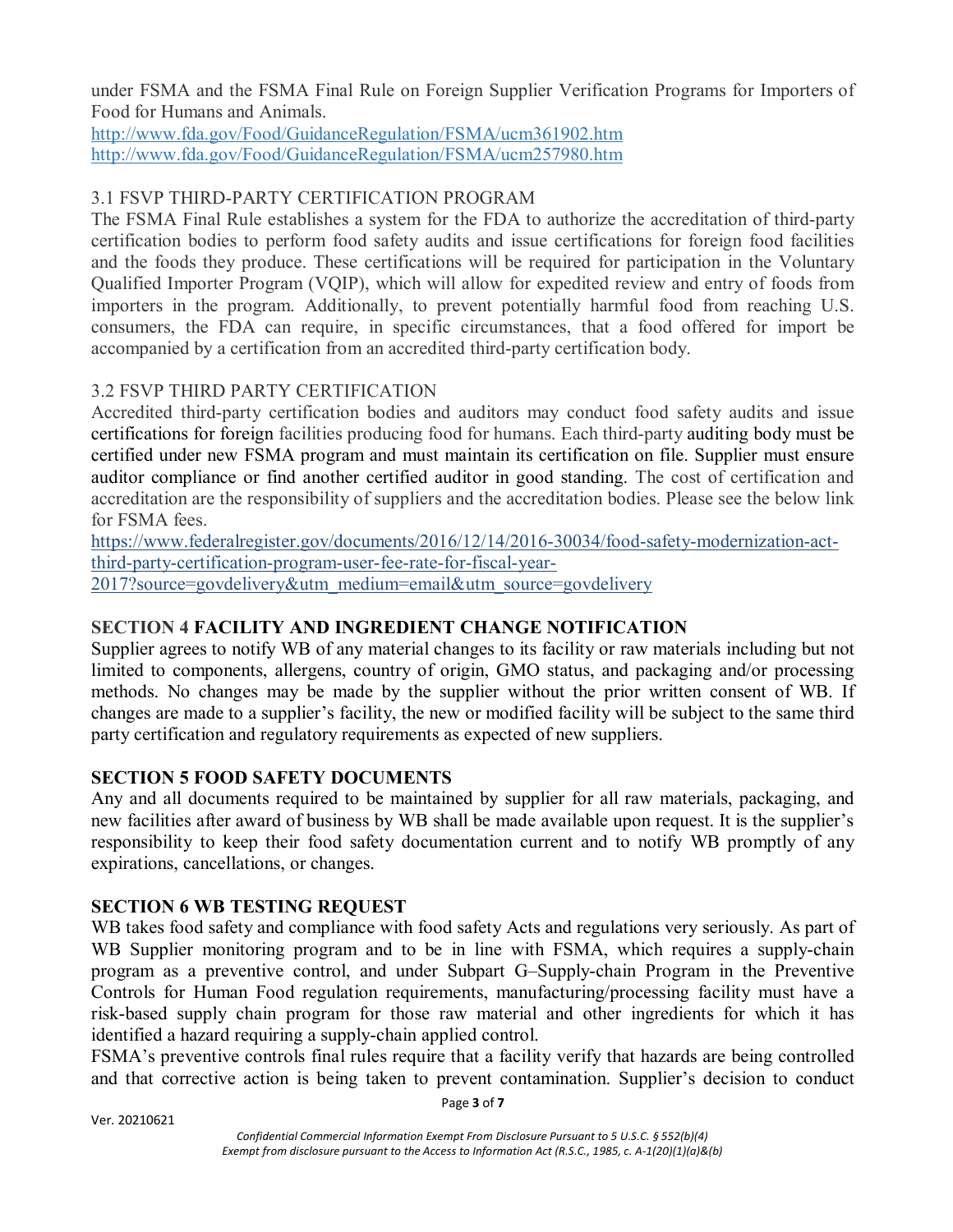under FSMA and the FSMA Final Rule on Foreign Supplier Verification Programs for Importers of Food for Humans and Animals.
http://www.fda.gov/Food/GuidanceRegulation/FSMA/ucm361902.htm
http://www.fda.gov/Food/GuidanceRegulation/FSMA/ucm257980.htm

### 3.1 FSVP THIRD-PARTY CERTIFICATION PROGRAM

The FSMA Final Rule establishes a system for the FDA to authorize the accreditation of third-party certification bodies to perform food safety audits and issue certifications for foreign food facilities and the foods they produce. These certifications will be required for participation in the Voluntary Qualified Importer Program (VQIP), which will allow for expedited review and entry of foods from importers in the program. Additionally, to prevent potentially harmful food from reaching U.S. consumers, the FDA can require, in specific circumstances, that a food offered for import be accompanied by a certification from an accredited third-party certification body.

### 3.2 FSVP THIRD PARTY CERTIFICATION

Accredited third-party certification bodies and auditors may conduct food safety audits and issue certifications for foreign facilities producing food for humans. Each third-party auditing body must be certified under new FSMA program and must maintain its certification on file. Supplier must ensure auditor compliance or find another certified auditor in good standing. The cost of certification and accreditation are the responsibility of suppliers and the accreditation bodies. Please see the below link for FSMA fees.
https://www.federalregister.gov/documents/2016/12/14/2016-30034/food-safety-modernization-act-third-party-certification-program-user-fee-rate-for-fiscal-year-2017?source=govdelivery&utm_medium=email&utm_source=govdelivery

## SECTION 4 FACILITY AND INGREDIENT CHANGE NOTIFICATION

Supplier agrees to notify WB of any material changes to its facility or raw materials including but not limited to components, allergens, country of origin, GMO status, and packaging and/or processing methods. No changes may be made by the supplier without the prior written consent of WB. If changes are made to a supplier's facility, the new or modified facility will be subject to the same third party certification and regulatory requirements as expected of new suppliers.

## SECTION 5 FOOD SAFETY DOCUMENTS

Any and all documents required to be maintained by supplier for all raw materials, packaging, and new facilities after award of business by WB shall be made available upon request. It is the supplier's responsibility to keep their food safety documentation current and to notify WB promptly of any expirations, cancellations, or changes.

## SECTION 6 WB TESTING REQUEST

WB takes food safety and compliance with food safety Acts and regulations very seriously. As part of WB Supplier monitoring program and to be in line with FSMA, which requires a supply-chain program as a preventive control, and under Subpart G–Supply-chain Program in the Preventive Controls for Human Food regulation requirements, manufacturing/processing facility must have a risk-based supply chain program for those raw material and other ingredients for which it has identified a hazard requiring a supply-chain applied control.

FSMA's preventive controls final rules require that a facility verify that hazards are being controlled and that corrective action is being taken to prevent contamination. Supplier's decision to conduct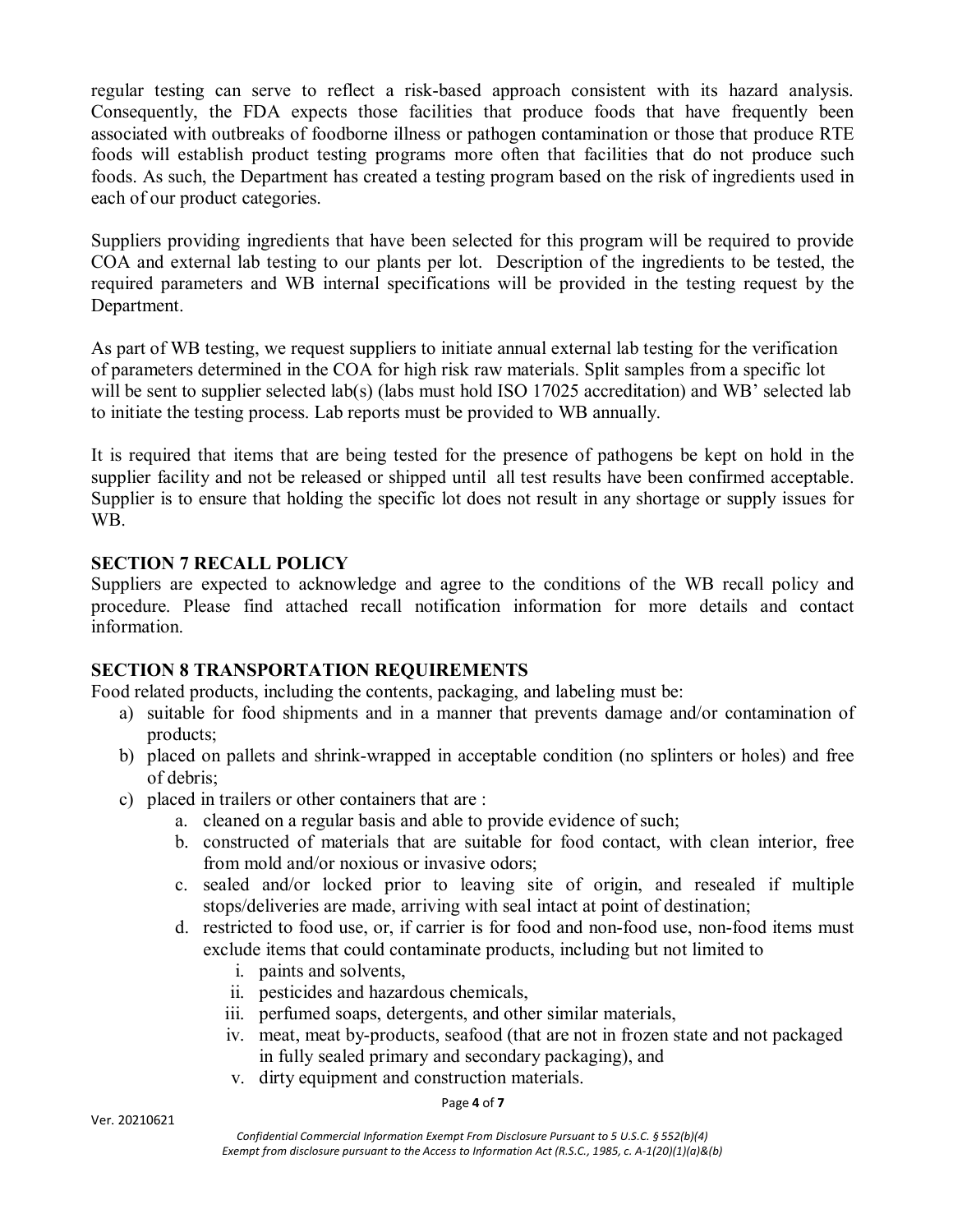regular testing can serve to reflect a risk-based approach consistent with its hazard analysis. Consequently, the FDA expects those facilities that produce foods that have frequently been associated with outbreaks of foodborne illness or pathogen contamination or those that produce RTE foods will establish product testing programs more often that facilities that do not produce such foods. As such, the Department has created a testing program based on the risk of ingredients used in each of our product categories.

Suppliers providing ingredients that have been selected for this program will be required to provide COA and external lab testing to our plants per lot. Description of the ingredients to be tested, the required parameters and WB internal specifications will be provided in the testing request by the Department.

As part of WB testing, we request suppliers to initiate annual external lab testing for the verification of parameters determined in the COA for high risk raw materials. Split samples from a specific lot will be sent to supplier selected lab(s) (labs must hold ISO 17025 accreditation) and WB' selected lab to initiate the testing process. Lab reports must be provided to WB annually.

It is required that items that are being tested for the presence of pathogens be kept on hold in the supplier facility and not be released or shipped until all test results have been confirmed acceptable. Supplier is to ensure that holding the specific lot does not result in any shortage or supply issues for WB.

## SECTION 7 RECALL POLICY

Suppliers are expected to acknowledge and agree to the conditions of the WB recall policy and procedure. Please find attached recall notification information for more details and contact information.

## SECTION 8 TRANSPORTATION REQUIREMENTS

Food related products, including the contents, packaging, and labeling must be:

a) suitable for food shipments and in a manner that prevents damage and/or contamination of products;
b) placed on pallets and shrink-wrapped in acceptable condition (no splinters or holes) and free of debris;
c) placed in trailers or other containers that are :
   a. cleaned on a regular basis and able to provide evidence of such;
   b. constructed of materials that are suitable for food contact, with clean interior, free from mold and/or noxious or invasive odors;
   c. sealed and/or locked prior to leaving site of origin, and resealed if multiple stops/deliveries are made, arriving with seal intact at point of destination;
   d. restricted to food use, or, if carrier is for food and non-food use, non-food items must exclude items that could contaminate products, including but not limited to
      i. paints and solvents,
      ii. pesticides and hazardous chemicals,
      iii. perfumed soaps, detergents, and other similar materials,
      iv. meat, meat by-products, seafood (that are not in frozen state and not packaged in fully sealed primary and secondary packaging), and
      v. dirty equipment and construction materials.

Ver. 20210621

*Confidential Commercial Information Exempt From Disclosure Pursuant to 5 U.S.C. § 552(b)(4)*
*Exempt from disclosure pursuant to the Access to Information Act (R.S.C., 1985, c. A-1(20)(1)(a)&(b)*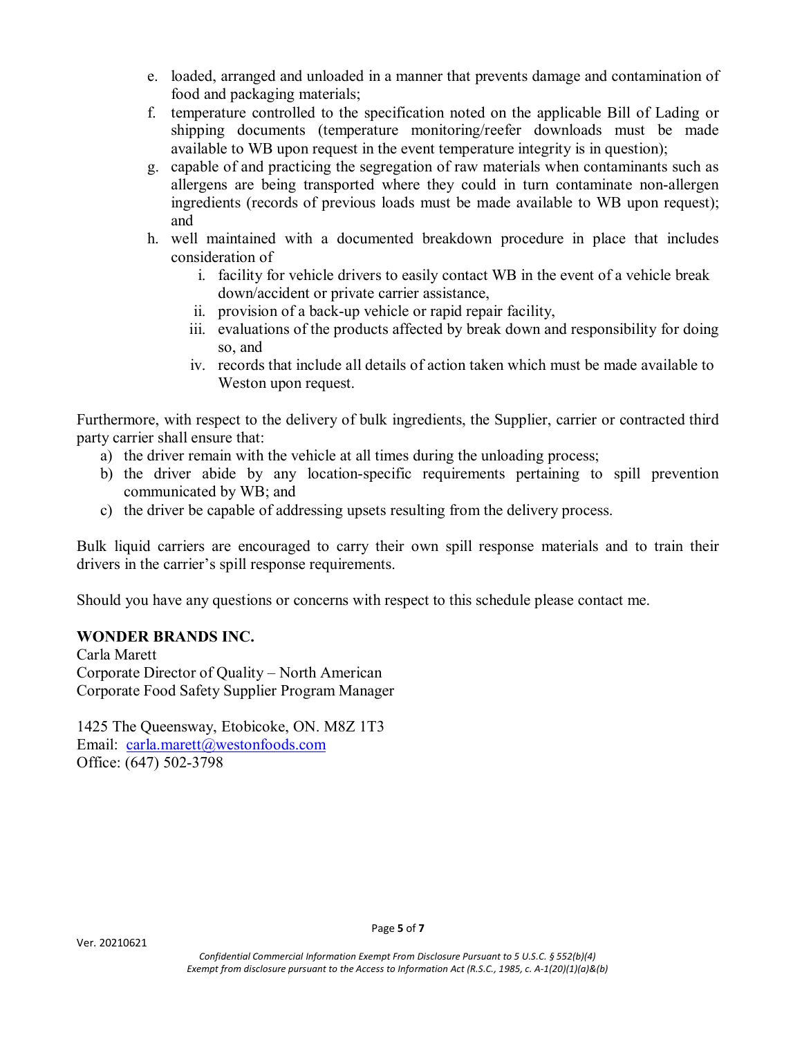e. loaded, arranged and unloaded in a manner that prevents damage and contamination of food and packaging materials;
f. temperature controlled to the specification noted on the applicable Bill of Lading or shipping documents (temperature monitoring/reefer downloads must be made available to WB upon request in the event temperature integrity is in question);
g. capable of and practicing the segregation of raw materials when contaminants such as allergens are being transported where they could in turn contaminate non-allergen ingredients (records of previous loads must be made available to WB upon request); and
h. well maintained with a documented breakdown procedure in place that includes consideration of
    i. facility for vehicle drivers to easily contact WB in the event of a vehicle break down/accident or private carrier assistance,
    ii. provision of a back-up vehicle or rapid repair facility,
    iii. evaluations of the products affected by break down and responsibility for doing so, and
    iv. records that include all details of action taken which must be made available to Weston upon request.

Furthermore, with respect to the delivery of bulk ingredients, the Supplier, carrier or contracted third party carrier shall ensure that:

a) the driver remain with the vehicle at all times during the unloading process;
b) the driver abide by any location-specific requirements pertaining to spill prevention communicated by WB; and
c) the driver be capable of addressing upsets resulting from the delivery process.

Bulk liquid carriers are encouraged to carry their own spill response materials and to train their drivers in the carrier's spill response requirements.

Should you have any questions or concerns with respect to this schedule please contact me.

**WONDER BRANDS INC.**
Carla Marett
Corporate Director of Quality – North American
Corporate Food Safety Supplier Program Manager

1425 The Queensway, Etobicoke, ON. M8Z 1T3
Email: carla.marett@westonfoods.com
Office: (647) 502-3798

Ver. 20210621

*Confidential Commercial Information Exempt From Disclosure Pursuant to 5 U.S.C. § 552(b)(4)*
*Exempt from disclosure pursuant to the Access to Information Act (R.S.C., 1985, c. A-1(20)(1)(a)&(b)*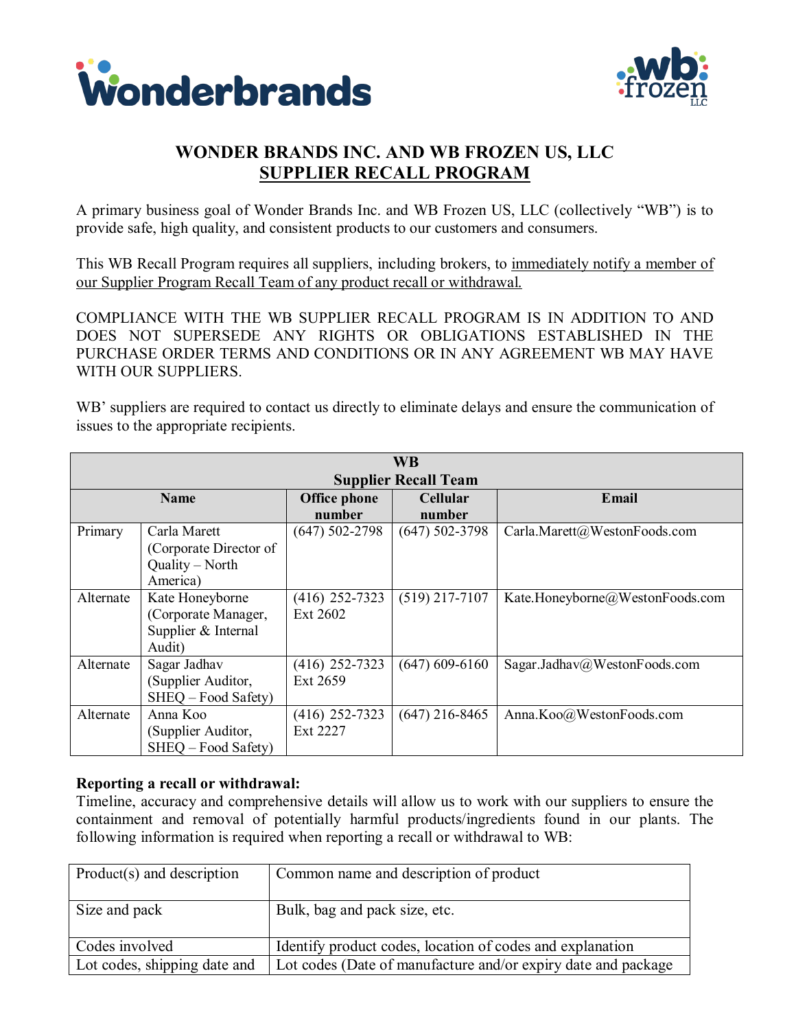# WONDER BRANDS INC. AND WB FROZEN US, LLC
## SUPPLIER RECALL PROGRAM

A primary business goal of Wonder Brands Inc. and WB Frozen US, LLC (collectively "WB") is to provide safe, high quality, and consistent products to our customers and consumers.

This WB Recall Program requires all suppliers, including brokers, to immediately notify a member of our Supplier Program Recall Team of any product recall or withdrawal.

COMPLIANCE WITH THE WB SUPPLIER RECALL PROGRAM IS IN ADDITION TO AND DOES NOT SUPERSEDE ANY RIGHTS OR OBLIGATIONS ESTABLISHED IN THE PURCHASE ORDER TERMS AND CONDITIONS OR IN ANY AGREEMENT WB MAY HAVE WITH OUR SUPPLIERS.

WB' suppliers are required to contact us directly to eliminate delays and ensure the communication of issues to the appropriate recipients.

| WB Supplier Recall Team | | | | |
|---|---|---|---|---|
| Name | | Office phone number | Cellular number | Email |
| Primary | Carla Marett (Corporate Director of Quality – North America) | (647) 502-2798 | (647) 502-3798 | Carla.Marett@WestonFoods.com |
| Alternate | Kate Honeyborne (Corporate Manager, Supplier & Internal Audit) | (416) 252-7323 Ext 2602 | (519) 217-7107 | Kate.Honeyborne@WestonFoods.com |
| Alternate | Sagar Jadhav (Supplier Auditor, SHEQ – Food Safety) | (416) 252-7323 Ext 2659 | (647) 609-6160 | Sagar.Jadhav@WestonFoods.com |
| Alternate | Anna Koo (Supplier Auditor, SHEQ – Food Safety) | (416) 252-7323 Ext 2227 | (647) 216-8465 | Anna.Koo@WestonFoods.com |

**Reporting a recall or withdrawal:**
Timeline, accuracy and comprehensive details will allow us to work with our suppliers to ensure the containment and removal of potentially harmful products/ingredients found in our plants. The following information is required when reporting a recall or withdrawal to WB:

| | |
|---|---|
| Product(s) and description | Common name and description of product |
| Size and pack | Bulk, bag and pack size, etc. |
| Codes involved | Identify product codes, location of codes and explanation |
| Lot codes, shipping date and | Lot codes (Date of manufacture and/or expiry date and package |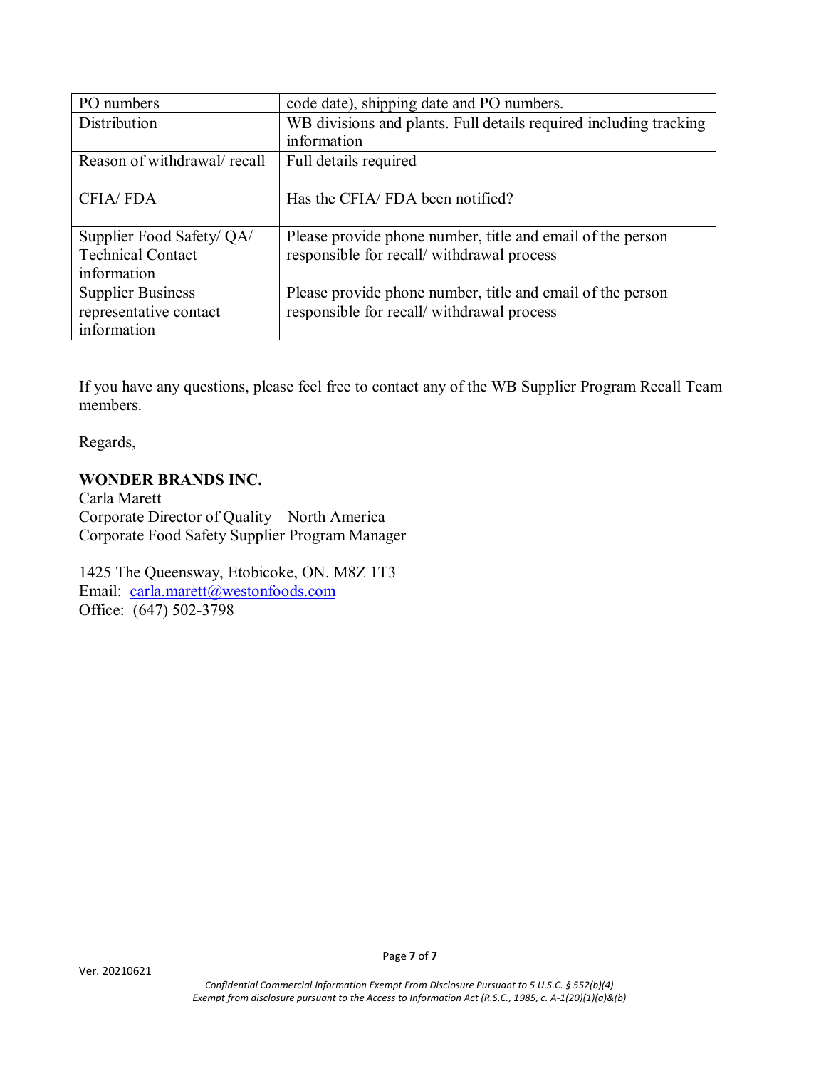| | |
|---|---|
| PO numbers | code date), shipping date and PO numbers. |
| Distribution | WB divisions and plants. Full details required including tracking information |
| Reason of withdrawal/ recall | Full details required |
| CFIA/ FDA | Has the CFIA/ FDA been notified? |
| Supplier Food Safety/ QA/ Technical Contact information | Please provide phone number, title and email of the person responsible for recall/ withdrawal process |
| Supplier Business representative contact information | Please provide phone number, title and email of the person responsible for recall/ withdrawal process |

If you have any questions, please feel free to contact any of the WB Supplier Program Recall Team members.

Regards,

**WONDER BRANDS INC.**
Carla Marett
Corporate Director of Quality – North America
Corporate Food Safety Supplier Program Manager

1425 The Queensway, Etobicoke, ON. M8Z 1T3
Email: carla.marett@westonfoods.com
Office: (647) 502-3798

Ver. 20210621

*Confidential Commercial Information Exempt From Disclosure Pursuant to 5 U.S.C. § 552(b)(4)*
*Exempt from disclosure pursuant to the Access to Information Act (R.S.C., 1985, c. A-1(20)(1)(a)&(b)*